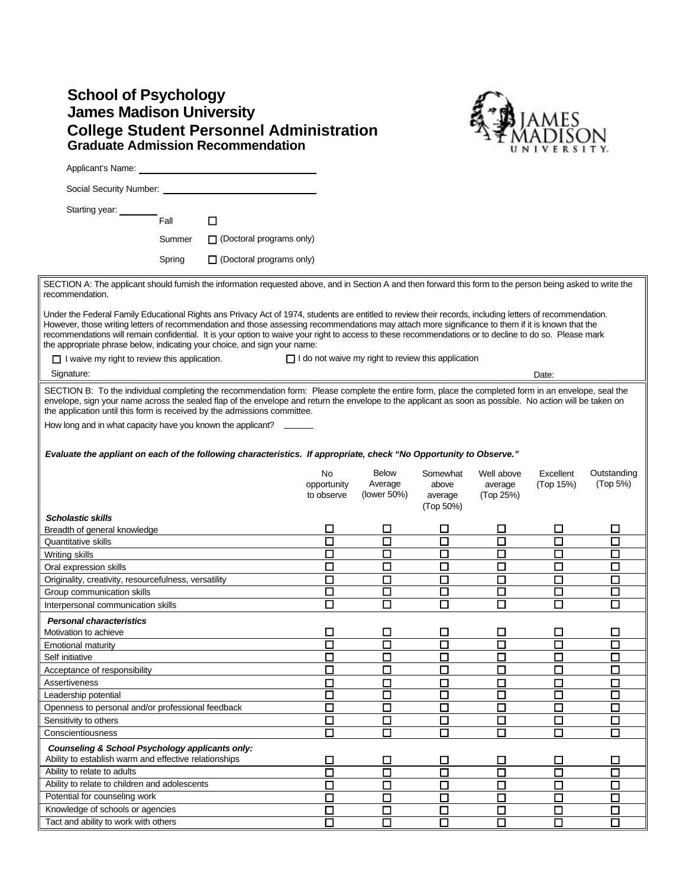# School of Psychology
# James Madison University
# College Student Personnel Administration
## Graduate Admission Recommendation

Applicant's Name: ______________________________

Social Security Number: ______________________________

Starting year: ________

- Fall ☐
- Summer ☐ (Doctoral programs only)
- Spring ☐ (Doctoral programs only)

SECTION A: The applicant should furnish the information requested above, and in Section A and then forward this form to the person being asked to write the recommendation.

Under the Federal Family Educational Rights ans Privacy Act of 1974, students are entitled to review their records, including letters of recommendation. However, those writing letters of recommendation and those assessing recommendations may attach more significance to them if it is known that the recommendations will remain confidential. It is your option to waive your right to access to these recommendations or to decline to do so. Please mark the appropriate phrase below, indicating your choice, and sign your name:

☐ I waive my right to review this application. ☐ I do not waive my right to review this application

Signature: Date:

SECTION B: To the individual completing the recommendation form: Please complete the entire form, place the completed form in an envelope, seal the envelope, sign your name across the sealed flap of the envelope and return the envelope to the applicant as soon as possible. No action will be taken on the application until this form is received by the admissions committee.

How long and in what capacity have you known the applicant? ______

***Evaluate the appliant on each of the following characteristics. If appropriate, check "No Opportunity to Observe."***

| | No opportunity to observe | Below Average (lower 50%) | Somewhat above average (Top 50%) | Well above average (Top 25%) | Excellent (Top 15%) | Outstanding (Top 5%) |
|---|---|---|---|---|---|---|
| ***Scholastic skills*** | | | | | | |
| Breadth of general knowledge | ☐ | ☐ | ☐ | ☐ | ☐ | ☐ |
| Quantitative skills | ☐ | ☐ | ☐ | ☐ | ☐ | ☐ |
| Writing skills | ☐ | ☐ | ☐ | ☐ | ☐ | ☐ |
| Oral expression skills | ☐ | ☐ | ☐ | ☐ | ☐ | ☐ |
| Originality, creativity, resourcefulness, versatility | ☐ | ☐ | ☐ | ☐ | ☐ | ☐ |
| Group communication skills | ☐ | ☐ | ☐ | ☐ | ☐ | ☐ |
| Interpersonal communication skills | ☐ | ☐ | ☐ | ☐ | ☐ | ☐ |
| ***Personal characteristics*** | | | | | | |
| Motivation to achieve | ☐ | ☐ | ☐ | ☐ | ☐ | ☐ |
| Emotional maturity | ☐ | ☐ | ☐ | ☐ | ☐ | ☐ |
| Self initiative | ☐ | ☐ | ☐ | ☐ | ☐ | ☐ |
| Acceptance of responsibility | ☐ | ☐ | ☐ | ☐ | ☐ | ☐ |
| Assertiveness | ☐ | ☐ | ☐ | ☐ | ☐ | ☐ |
| Leadership potential | ☐ | ☐ | ☐ | ☐ | ☐ | ☐ |
| Openness to personal and/or professional feedback | ☐ | ☐ | ☐ | ☐ | ☐ | ☐ |
| Sensitivity to others | ☐ | ☐ | ☐ | ☐ | ☐ | ☐ |
| Conscientiousness | ☐ | ☐ | ☐ | ☐ | ☐ | ☐ |
| ***Counseling & School Psychology applicants only:*** | | | | | | |
| Ability to establish warm and effective relationships | ☐ | ☐ | ☐ | ☐ | ☐ | ☐ |
| Ability to relate to adults | ☐ | ☐ | ☐ | ☐ | ☐ | ☐ |
| Ability to relate to children and adolescents | ☐ | ☐ | ☐ | ☐ | ☐ | ☐ |
| Potential for counseling work | ☐ | ☐ | ☐ | ☐ | ☐ | ☐ |
| Knowledge of schools or agencies | ☐ | ☐ | ☐ | ☐ | ☐ | ☐ |
| Tact and ability to work with others | ☐ | ☐ | ☐ | ☐ | ☐ | ☐ |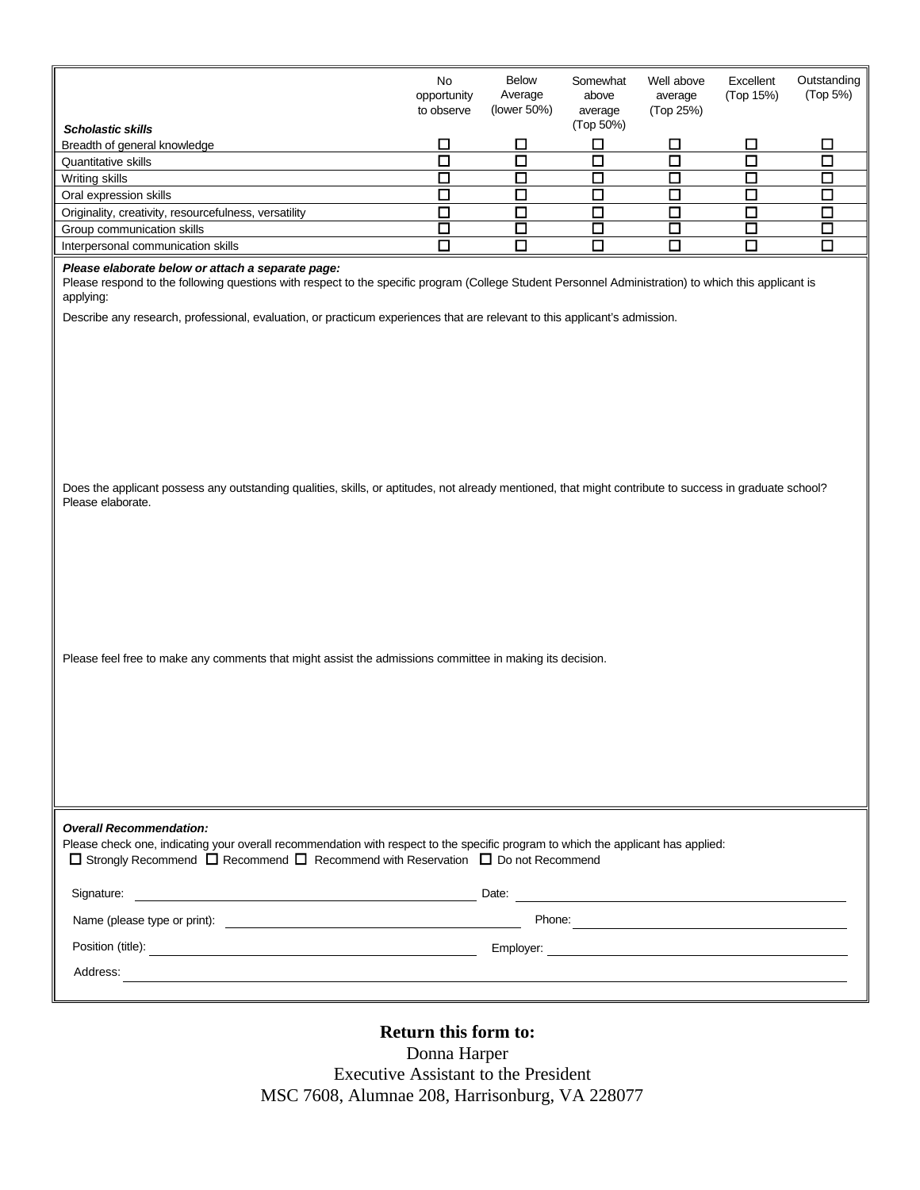| *Scholastic skills* | No opportunity to observe | Below Average (lower 50%) | Somewhat above average (Top 50%) | Well above average (Top 25%) | Excellent (Top 15%) | Outstanding (Top 5%) |
|---|---|---|---|---|---|---|
| Breadth of general knowledge | ☐ | ☐ | ☐ | ☐ | ☐ | ☐ |
| Quantitative skills | ☐ | ☐ | ☐ | ☐ | ☐ | ☐ |
| Writing skills | ☐ | ☐ | ☐ | ☐ | ☐ | ☐ |
| Oral expression skills | ☐ | ☐ | ☐ | ☐ | ☐ | ☐ |
| Originality, creativity, resourcefulness, versatility | ☐ | ☐ | ☐ | ☐ | ☐ | ☐ |
| Group communication skills | ☐ | ☐ | ☐ | ☐ | ☐ | ☐ |
| Interpersonal communication skills | ☐ | ☐ | ☐ | ☐ | ☐ | ☐ |

***Please elaborate below or attach a separate page:***

Please respond to the following questions with respect to the specific program (College Student Personnel Administration) to which this applicant is applying:

Describe any research, professional, evaluation, or practicum experiences that are relevant to this applicant's admission.

Does the applicant possess any outstanding qualities, skills, or aptitudes, not already mentioned, that might contribute to success in graduate school? Please elaborate.

Please feel free to make any comments that might assist the admissions committee in making its decision.

***Overall Recommendation:***

Please check one, indicating your overall recommendation with respect to the specific program to which the applicant has applied:

☐ Strongly Recommend ☐ Recommend ☐ Recommend with Reservation ☐ Do not Recommend

Signature: ______________________ Date: ______________________

Name (please type or print): ______________________ Phone: ______________________

Position (title): ______________________ Employer: ______________________

Address: ______________________

**Return this form to:**

Donna Harper
Executive Assistant to the President
MSC 7608, Alumnae 208, Harrisonburg, VA 228077